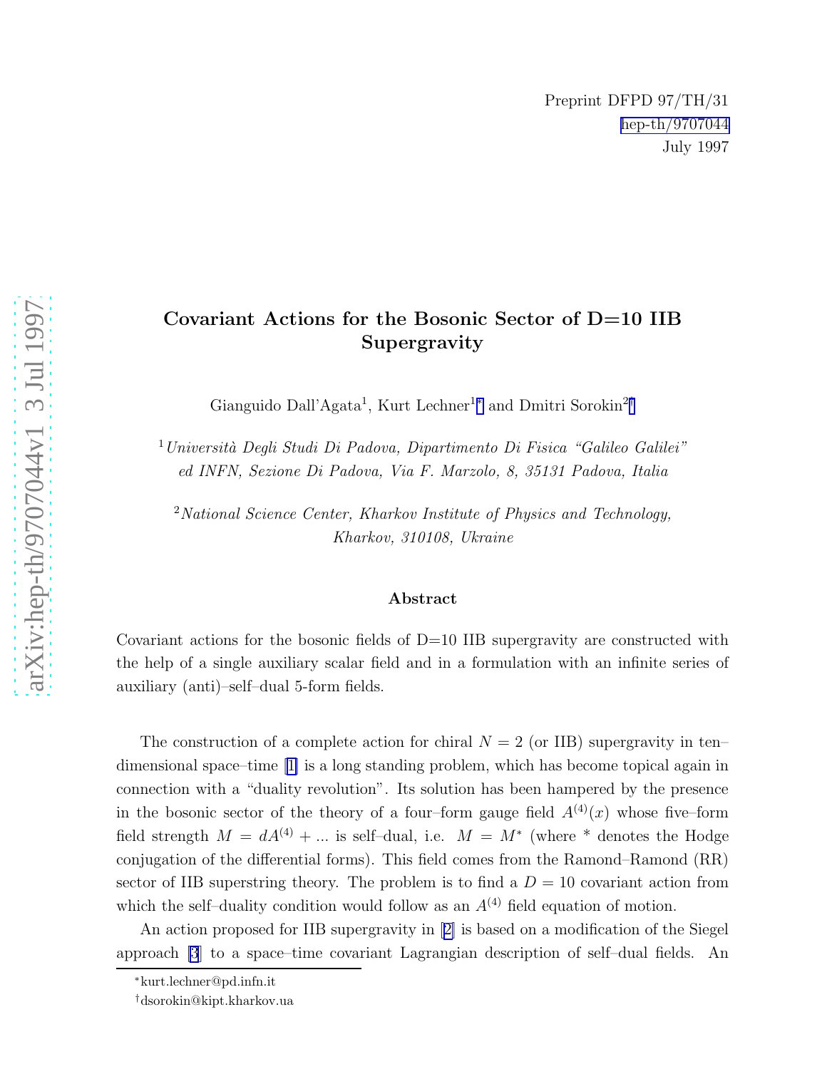Preprint DFPD 97/TH/31
hep-th/9707044
July 1997

# Covariant Actions for the Bosonic Sector of D=10 IIB Supergravity

Gianguido Dall'Agata[1], Kurt Lechner[1*] and Dmitri Sorokin[2†]

[1] *Università Degli Studi Di Padova, Dipartimento Di Fisica "Galileo Galilei" ed INFN, Sezione Di Padova, Via F. Marzolo, 8, 35131 Padova, Italia*

[2] *National Science Center, Kharkov Institute of Physics and Technology, Kharkov, 310108, Ukraine*

## Abstract

Covariant actions for the bosonic fields of D=10 IIB supergravity are constructed with the help of a single auxiliary scalar field and in a formulation with an infinite series of auxiliary (anti)–self–dual 5-form fields.

The construction of a complete action for chiral $N = 2$ (or IIB) supergravity in ten–dimensional space–time [1] is a long standing problem, which has become topical again in connection with a "duality revolution". Its solution has been hampered by the presence in the bosonic sector of the theory of a four–form gauge field $A^{(4)}(x)$ whose five–form field strength $M = dA^{(4)} + ...$ is self–dual, i.e. $M = M^*$ (where $*$ denotes the Hodge conjugation of the differential forms). This field comes from the Ramond–Ramond (RR) sector of IIB superstring theory. The problem is to find a $D = 10$ covariant action from which the self–duality condition would follow as an $A^{(4)}$ field equation of motion.

An action proposed for IIB supergravity in [2] is based on a modification of the Siegel approach [3] to a space–time covariant Lagrangian description of self–dual fields. An

---

*kurt.lechner@pd.infn.it

†dsorokin@kipt.kharkov.ua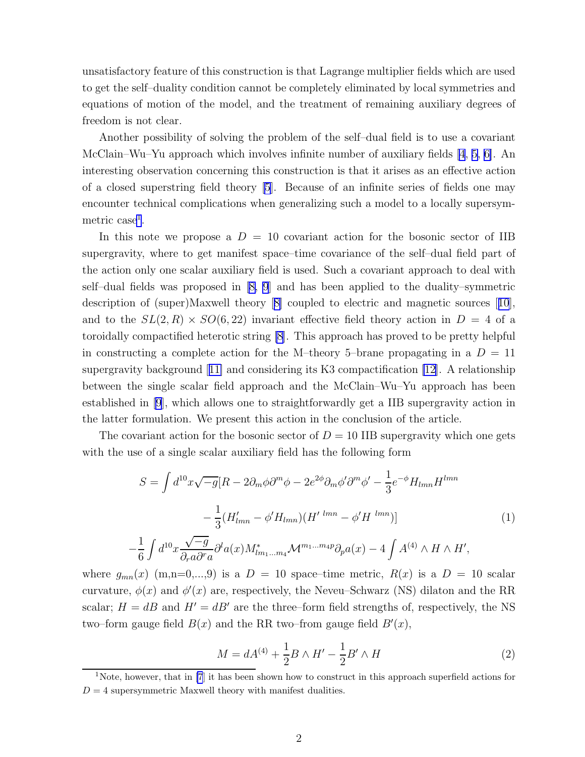unsatisfactory feature of this construction is that Lagrange multiplier fields which are used to get the self–duality condition cannot be completely eliminated by local symmetries and equations of motion of the model, and the treatment of remaining auxiliary degrees of freedom is not clear.

Another possibility of solving the problem of the self–dual field is to use a covariant McClain–Wu–Yu approach which involves infinite number of auxiliary fields [4, 5, 6]. An interesting observation concerning this construction is that it arises as an effective action of a closed superstring field theory [5]. Because of an infinite series of fields one may encounter technical complications when generalizing such a model to a locally supersymmetric case[1].

In this note we propose a $D = 10$ covariant action for the bosonic sector of IIB supergravity, where to get manifest space–time covariance of the self–dual field part of the action only one scalar auxiliary field is used. Such a covariant approach to deal with self–dual fields was proposed in [8, 9] and has been applied to the duality–symmetric description of (super)Maxwell theory [8] coupled to electric and magnetic sources [10], and to the $SL(2,R) \times SO(6,22)$ invariant effective field theory action in $D = 4$ of a toroidally compactified heterotic string [8]. This approach has proved to be pretty helpful in constructing a complete action for the M–theory 5–brane propagating in a $D = 11$ supergravity background [11] and considering its K3 compactification [12]. A relationship between the single scalar field approach and the McClain–Wu–Yu approach has been established in [9], which allows one to straightforwardly get a IIB supergravity action in the latter formulation. We present this action in the conclusion of the article.

The covariant action for the bosonic sector of $D = 10$ IIB supergravity which one gets with the use of a single scalar auxiliary field has the following form

$$
\begin{aligned}
S = \int d^{10}x\sqrt{-g}[R &- 2\partial_m\phi\partial^m\phi - 2e^{2\phi}\partial_m\phi'\partial^m\phi' - \frac{1}{3}e^{-\phi}H_{lmn}H^{lmn} \\
&- \frac{1}{3}(H'_{lmn} - \phi' H_{lmn})(H'^{\,lmn} - \phi' H^{\,lmn})] \\
-\frac{1}{6}\int d^{10}x \frac{\sqrt{-g}}{\partial_r a \partial^r a}&\partial^l a(x) M^*_{lm_1\ldots m_4}\mathcal{M}^{m_1\ldots m_4 p}\partial_p a(x) - 4\int A^{(4)} \wedge H \wedge H',
\end{aligned}
\tag{1}
$$

where $g_{mn}(x)$ (m,n=0,...,9) is a $D = 10$ space–time metric, $R(x)$ is a $D = 10$ scalar curvature, $\phi(x)$ and $\phi'(x)$ are, respectively, the Neveu–Schwarz (NS) dilaton and the RR scalar; $H = dB$ and $H' = dB'$ are the three–form field strengths of, respectively, the NS two–form gauge field $B(x)$ and the RR two–from gauge field $B'(x)$,

$$
M = dA^{(4)} + \frac{1}{2}B \wedge H' - \frac{1}{2}B' \wedge H \tag{2}
$$

[1] Note, however, that in [7] it has been shown how to construct in this approach superfield actions for $D = 4$ supersymmetric Maxwell theory with manifest dualities.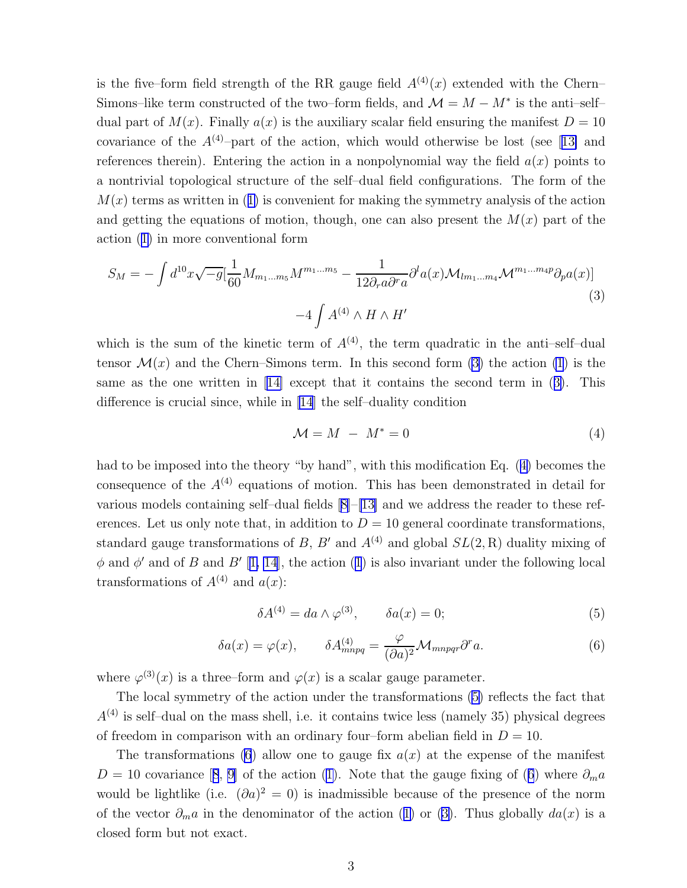is the five–form field strength of the RR gauge field $A^{(4)}(x)$ extended with the Chern–Simons–like term constructed of the two–form fields, and $\mathcal{M} = M - M^*$ is the anti–self–dual part of $M(x)$. Finally $a(x)$ is the auxiliary scalar field ensuring the manifest $D = 10$ covariance of the $A^{(4)}$–part of the action, which would otherwise be lost (see [13] and references therein). Entering the action in a nonpolynomial way the field $a(x)$ points to a nontrivial topological structure of the self–dual field configurations. The form of the $M(x)$ terms as written in (1) is convenient for making the symmetry analysis of the action and getting the equations of motion, though, one can also present the $M(x)$ part of the action (1) in more conventional form

$$S_M = -\int d^{10}x\sqrt{-g}[\frac{1}{60}M_{m_1...m_5}M^{m_1...m_5} - \frac{1}{12\partial_r a\partial^r a}\partial^l a(x)\mathcal{M}_{lm_1...m_4}\mathcal{M}^{m_1...m_4p}\partial_p a(x)] \tag{3}$$
$$-4\int A^{(4)}\wedge H \wedge H'$$

which is the sum of the kinetic term of $A^{(4)}$, the term quadratic in the anti–self–dual tensor $\mathcal{M}(x)$ and the Chern–Simons term. In this second form (3) the action (1) is the same as the one written in [14] except that it contains the second term in (3). This difference is crucial since, while in [14] the self–duality condition

$$\mathcal{M} = M \ - \ M^* = 0 \tag{4}$$

had to be imposed into the theory "by hand", with this modification Eq. (4) becomes the consequence of the $A^{(4)}$ equations of motion. This has been demonstrated in detail for various models containing self–dual fields [8]–[13] and we address the reader to these references. Let us only note that, in addition to $D = 10$ general coordinate transformations, standard gauge transformations of $B$, $B'$ and $A^{(4)}$ and global $SL(2,\mathrm{R})$ duality mixing of $\phi$ and $\phi'$ and of $B$ and $B'$ [1, 14], the action (1) is also invariant under the following local transformations of $A^{(4)}$ and $a(x)$:

$$\delta A^{(4)} = da\wedge\varphi^{(3)}, \qquad \delta a(x) = 0; \tag{5}$$

$$\delta a(x) = \varphi(x), \qquad \delta A^{(4)}_{mnpq} = \frac{\varphi}{(\partial a)^2}\mathcal{M}_{mnpqr}\partial^r a. \tag{6}$$

where $\varphi^{(3)}(x)$ is a three–form and $\varphi(x)$ is a scalar gauge parameter.

The local symmetry of the action under the transformations (5) reflects the fact that $A^{(4)}$ is self–dual on the mass shell, i.e. it contains twice less (namely 35) physical degrees of freedom in comparison with an ordinary four–form abelian field in $D = 10$.

The transformations (6) allow one to gauge fix $a(x)$ at the expense of the manifest $D = 10$ covariance [8, 9] of the action (1). Note that the gauge fixing of (6) where $\partial_m a$ would be lightlike (i.e. $(\partial a)^2 = 0$) is inadmissible because of the presence of the norm of the vector $\partial_m a$ in the denominator of the action (1) or (3). Thus globally $da(x)$ is a closed form but not exact.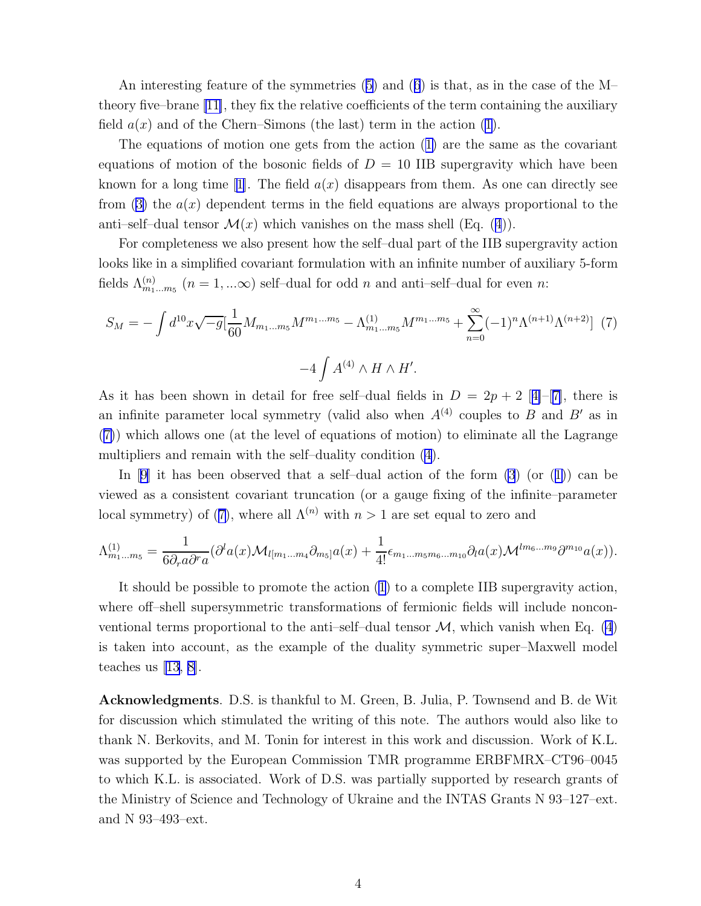An interesting feature of the symmetries (5) and (6) is that, as in the case of the M–theory five–brane [11], they fix the relative coefficients of the term containing the auxiliary field $a(x)$ and of the Chern–Simons (the last) term in the action (1).

The equations of motion one gets from the action (1) are the same as the covariant equations of motion of the bosonic fields of $D = 10$ IIB supergravity which have been known for a long time [1]. The field $a(x)$ disappears from them. As one can directly see from (3) the $a(x)$ dependent terms in the field equations are always proportional to the anti–self–dual tensor $\mathcal{M}(x)$ which vanishes on the mass shell (Eq. (4)).

For completeness we also present how the self–dual part of the IIB supergravity action looks like in a simplified covariant formulation with an infinite number of auxiliary 5-form fields $\Lambda^{(n)}_{m_1...m_5}$ ($n = 1, ...\infty$) self–dual for odd $n$ and anti–self–dual for even $n$:

$$S_M = -\int d^{10}x\sqrt{-g}[\frac{1}{60}M_{m_1...m_5}M^{m_1...m_5} - \Lambda^{(1)}_{m_1...m_5}M^{m_1...m_5} + \sum_{n=0}^{\infty}(-1)^n\Lambda^{(n+1)}\Lambda^{(n+2)}] \quad (7)$$

$$-4\int A^{(4)} \wedge H \wedge H'.$$

As it has been shown in detail for free self–dual fields in $D = 2p + 2$ [4]–[7], there is an infinite parameter local symmetry (valid also when $A^{(4)}$ couples to $B$ and $B'$ as in (7)) which allows one (at the level of equations of motion) to eliminate all the Lagrange multipliers and remain with the self–duality condition (4).

In [9] it has been observed that a self–dual action of the form (3) (or (1)) can be viewed as a consistent covariant truncation (or a gauge fixing of the infinite–parameter local symmetry) of (7), where all $\Lambda^{(n)}$ with $n > 1$ are set equal to zero and

$$\Lambda^{(1)}_{m_1...m_5} = \frac{1}{6\partial_r a\partial^r a}(\partial^l a(x)\mathcal{M}_{l[m_1...m_4}\partial_{m_5]}a(x) + \frac{1}{4!}\epsilon_{m_1...m_5m_6...m_{10}}\partial_l a(x)\mathcal{M}^{lm_6...m_9}\partial^{m_{10}}a(x)).$$

It should be possible to promote the action (1) to a complete IIB supergravity action, where off–shell supersymmetric transformations of fermionic fields will include nonconventional terms proportional to the anti–self–dual tensor $\mathcal{M}$, which vanish when Eq. (4) is taken into account, as the example of the duality symmetric super–Maxwell model teaches us [13, 8].

**Acknowledgments**. D.S. is thankful to M. Green, B. Julia, P. Townsend and B. de Wit for discussion which stimulated the writing of this note. The authors would also like to thank N. Berkovits, and M. Tonin for interest in this work and discussion. Work of K.L. was supported by the European Commission TMR programme ERBFMRX–CT96–0045 to which K.L. is associated. Work of D.S. was partially supported by research grants of the Ministry of Science and Technology of Ukraine and the INTAS Grants N 93–127–ext. and N 93–493–ext.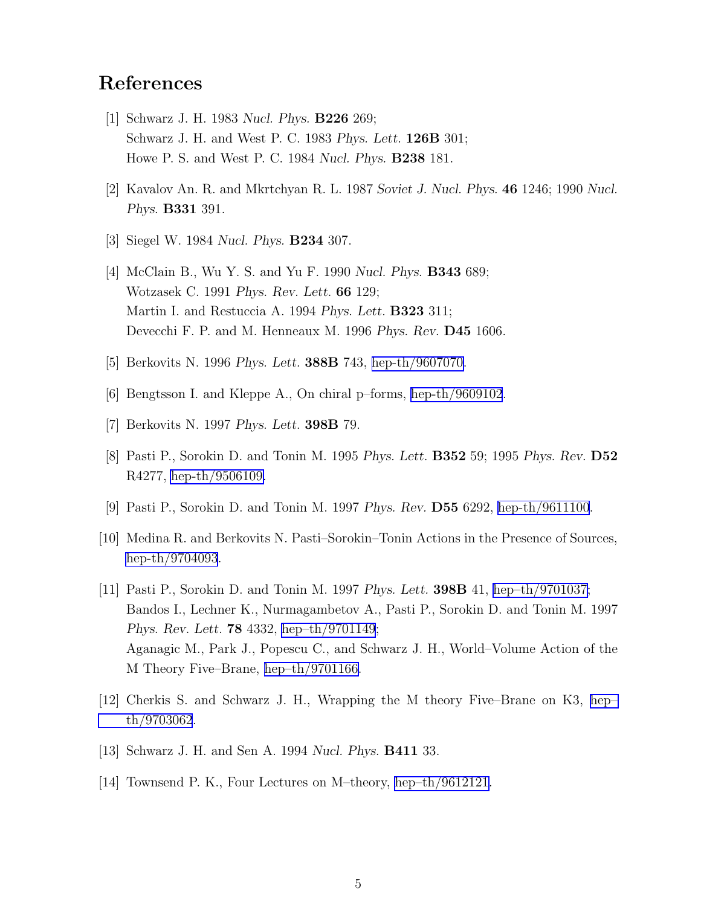## References

[1] Schwarz J. H. 1983 *Nucl. Phys.* **B226** 269;
Schwarz J. H. and West P. C. 1983 *Phys. Lett.* **126B** 301;
Howe P. S. and West P. C. 1984 *Nucl. Phys.* **B238** 181.

[2] Kavalov An. R. and Mkrtchyan R. L. 1987 *Soviet J. Nucl. Phys.* **46** 1246; 1990 *Nucl. Phys.* **B331** 391.

[3] Siegel W. 1984 *Nucl. Phys.* **B234** 307.

[4] McClain B., Wu Y. S. and Yu F. 1990 *Nucl. Phys.* **B343** 689;
Wotzasek C. 1991 *Phys. Rev. Lett.* **66** 129;
Martin I. and Restuccia A. 1994 *Phys. Lett.* **B323** 311;
Devecchi F. P. and M. Henneaux M. 1996 *Phys. Rev.* **D45** 1606.

[5] Berkovits N. 1996 *Phys. Lett.* **388B** 743, hep-th/9607070.

[6] Bengtsson I. and Kleppe A., On chiral p–forms, hep-th/9609102.

[7] Berkovits N. 1997 *Phys. Lett.* **398B** 79.

[8] Pasti P., Sorokin D. and Tonin M. 1995 *Phys. Lett.* **B352** 59; 1995 *Phys. Rev.* **D52** R4277, hep-th/9506109.

[9] Pasti P., Sorokin D. and Tonin M. 1997 *Phys. Rev.* **D55** 6292, hep-th/9611100.

[10] Medina R. and Berkovits N. Pasti–Sorokin–Tonin Actions in the Presence of Sources, hep-th/9704093.

[11] Pasti P., Sorokin D. and Tonin M. 1997 *Phys. Lett.* **398B** 41, hep–th/9701037;
Bandos I., Lechner K., Nurmagambetov A., Pasti P., Sorokin D. and Tonin M. 1997 *Phys. Rev. Lett.* **78** 4332, hep–th/9701149;
Aganagic M., Park J., Popescu C., and Schwarz J. H., World–Volume Action of the M Theory Five–Brane, hep–th/9701166.

[12] Cherkis S. and Schwarz J. H., Wrapping the M theory Five–Brane on K3, hep–th/9703062.

[13] Schwarz J. H. and Sen A. 1994 *Nucl. Phys.* **B411** 33.

[14] Townsend P. K., Four Lectures on M–theory, hep–th/9612121.